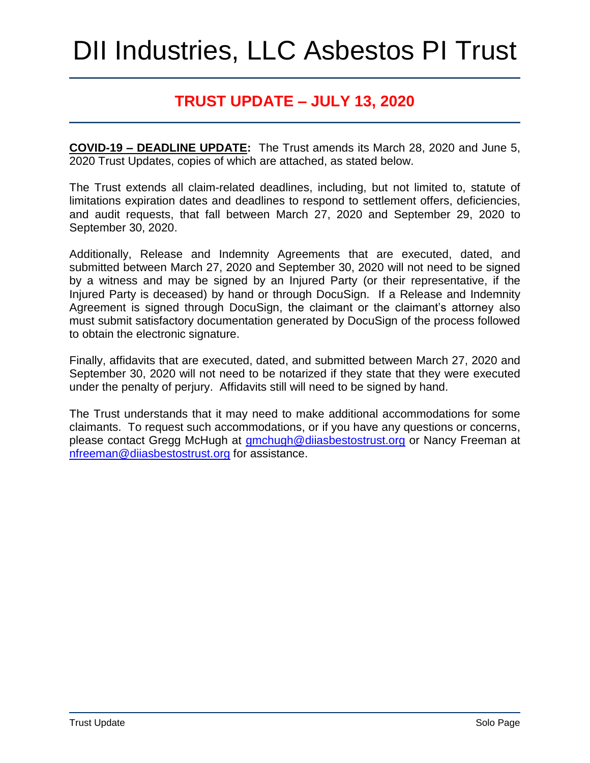# DII Industries, LLC Asbestos PI Trust

## TRUST UPDATE – JULY 13, 2020

**COVID-19 – DEADLINE UPDATE:** The Trust amends its March 28, 2020 and June 5, 2020 Trust Updates, copies of which are attached, as stated below.

The Trust extends all claim-related deadlines, including, but not limited to, statute of limitations expiration dates and deadlines to respond to settlement offers, deficiencies, and audit requests, that fall between March 27, 2020 and September 29, 2020 to September 30, 2020.

Additionally, Release and Indemnity Agreements that are executed, dated, and submitted between March 27, 2020 and September 30, 2020 will not need to be signed by a witness and may be signed by an Injured Party (or their representative, if the Injured Party is deceased) by hand or through DocuSign. If a Release and Indemnity Agreement is signed through DocuSign, the claimant or the claimant's attorney also must submit satisfactory documentation generated by DocuSign of the process followed to obtain the electronic signature.

Finally, affidavits that are executed, dated, and submitted between March 27, 2020 and September 30, 2020 will not need to be notarized if they state that they were executed under the penalty of perjury. Affidavits still will need to be signed by hand.

The Trust understands that it may need to make additional accommodations for some claimants. To request such accommodations, or if you have any questions or concerns, please contact Gregg McHugh at gmchugh@diiasbestostrust.org or Nancy Freeman at nfreeman@diiasbestostrust.org for assistance.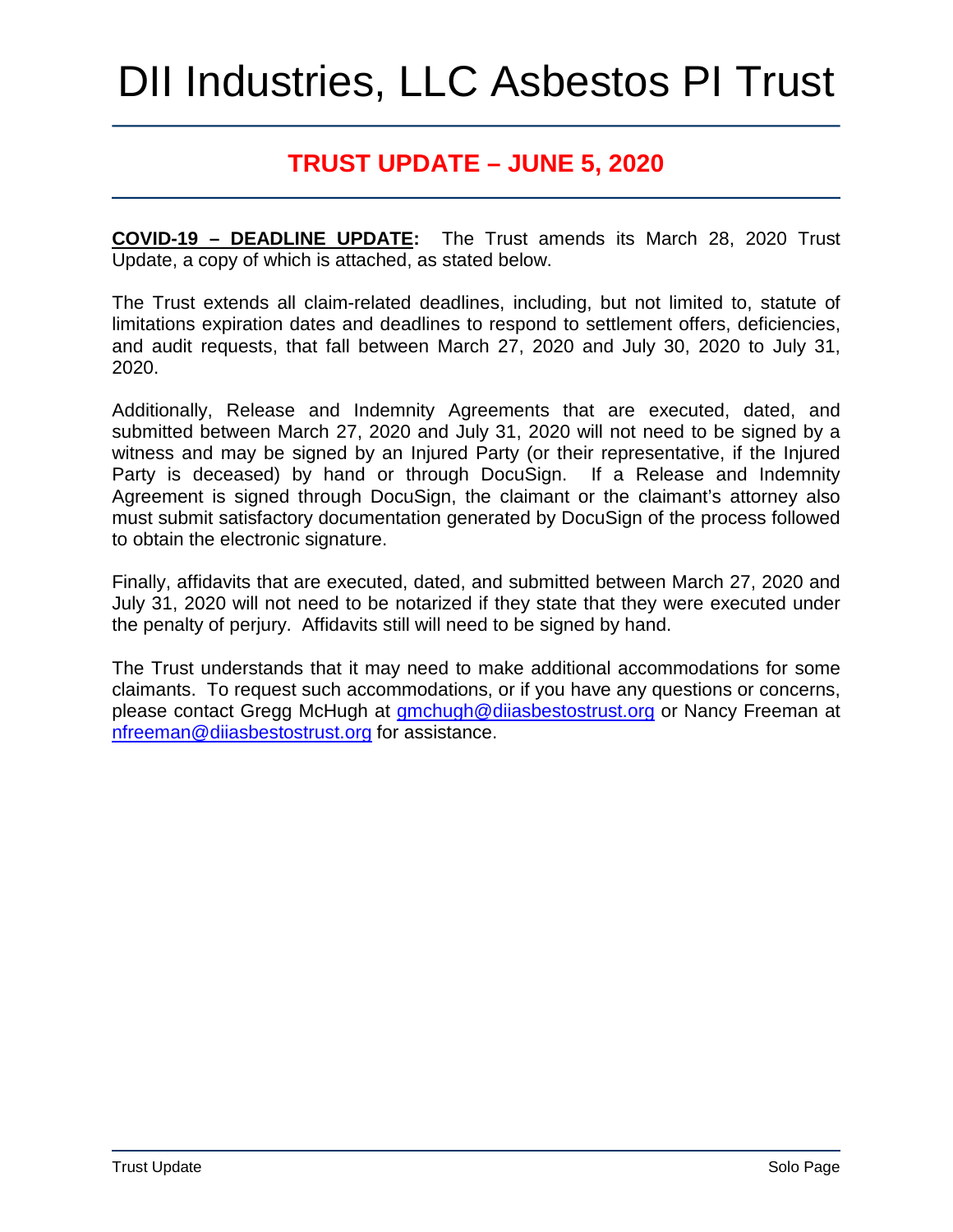# DII Industries, LLC Asbestos PI Trust

## TRUST UPDATE – JUNE 5, 2020

**COVID-19 – DEADLINE UPDATE:** The Trust amends its March 28, 2020 Trust Update, a copy of which is attached, as stated below.

The Trust extends all claim-related deadlines, including, but not limited to, statute of limitations expiration dates and deadlines to respond to settlement offers, deficiencies, and audit requests, that fall between March 27, 2020 and July 30, 2020 to July 31, 2020.

Additionally, Release and Indemnity Agreements that are executed, dated, and submitted between March 27, 2020 and July 31, 2020 will not need to be signed by a witness and may be signed by an Injured Party (or their representative, if the Injured Party is deceased) by hand or through DocuSign. If a Release and Indemnity Agreement is signed through DocuSign, the claimant or the claimant's attorney also must submit satisfactory documentation generated by DocuSign of the process followed to obtain the electronic signature.

Finally, affidavits that are executed, dated, and submitted between March 27, 2020 and July 31, 2020 will not need to be notarized if they state that they were executed under the penalty of perjury. Affidavits still will need to be signed by hand.

The Trust understands that it may need to make additional accommodations for some claimants. To request such accommodations, or if you have any questions or concerns, please contact Gregg McHugh at gmchugh@diiasbestostrust.org or Nancy Freeman at nfreeman@diiasbestostrust.org for assistance.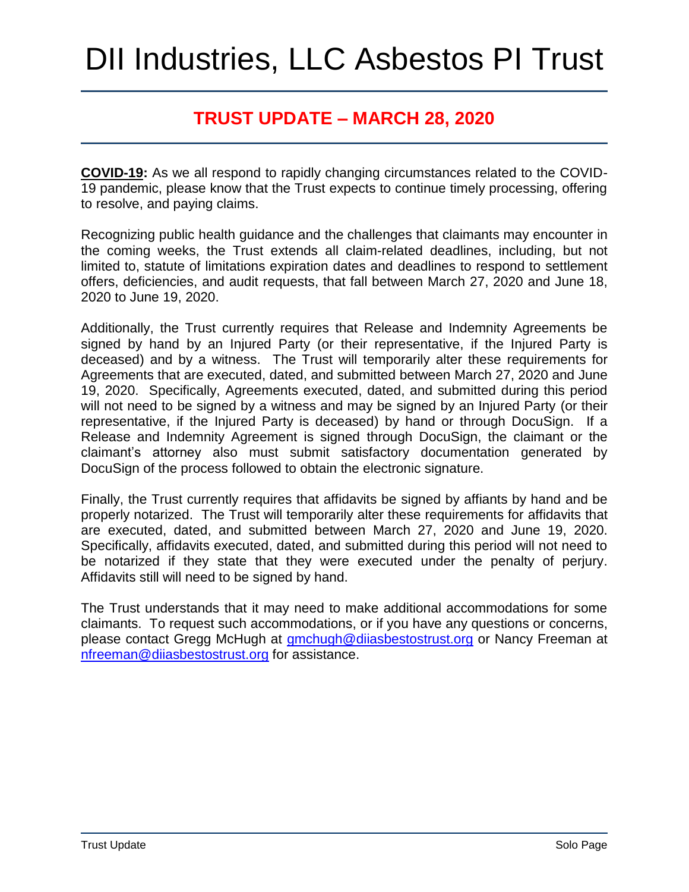# DII Industries, LLC Asbestos PI Trust

## TRUST UPDATE – MARCH 28, 2020

**COVID-19:** As we all respond to rapidly changing circumstances related to the COVID-19 pandemic, please know that the Trust expects to continue timely processing, offering to resolve, and paying claims.

Recognizing public health guidance and the challenges that claimants may encounter in the coming weeks, the Trust extends all claim-related deadlines, including, but not limited to, statute of limitations expiration dates and deadlines to respond to settlement offers, deficiencies, and audit requests, that fall between March 27, 2020 and June 18, 2020 to June 19, 2020.

Additionally, the Trust currently requires that Release and Indemnity Agreements be signed by hand by an Injured Party (or their representative, if the Injured Party is deceased) and by a witness. The Trust will temporarily alter these requirements for Agreements that are executed, dated, and submitted between March 27, 2020 and June 19, 2020. Specifically, Agreements executed, dated, and submitted during this period will not need to be signed by a witness and may be signed by an Injured Party (or their representative, if the Injured Party is deceased) by hand or through DocuSign. If a Release and Indemnity Agreement is signed through DocuSign, the claimant or the claimant's attorney also must submit satisfactory documentation generated by DocuSign of the process followed to obtain the electronic signature.

Finally, the Trust currently requires that affidavits be signed by affiants by hand and be properly notarized. The Trust will temporarily alter these requirements for affidavits that are executed, dated, and submitted between March 27, 2020 and June 19, 2020. Specifically, affidavits executed, dated, and submitted during this period will not need to be notarized if they state that they were executed under the penalty of perjury. Affidavits still will need to be signed by hand.

The Trust understands that it may need to make additional accommodations for some claimants. To request such accommodations, or if you have any questions or concerns, please contact Gregg McHugh at gmchugh@diiasbestostrust.org or Nancy Freeman at nfreeman@diiasbestostrust.org for assistance.